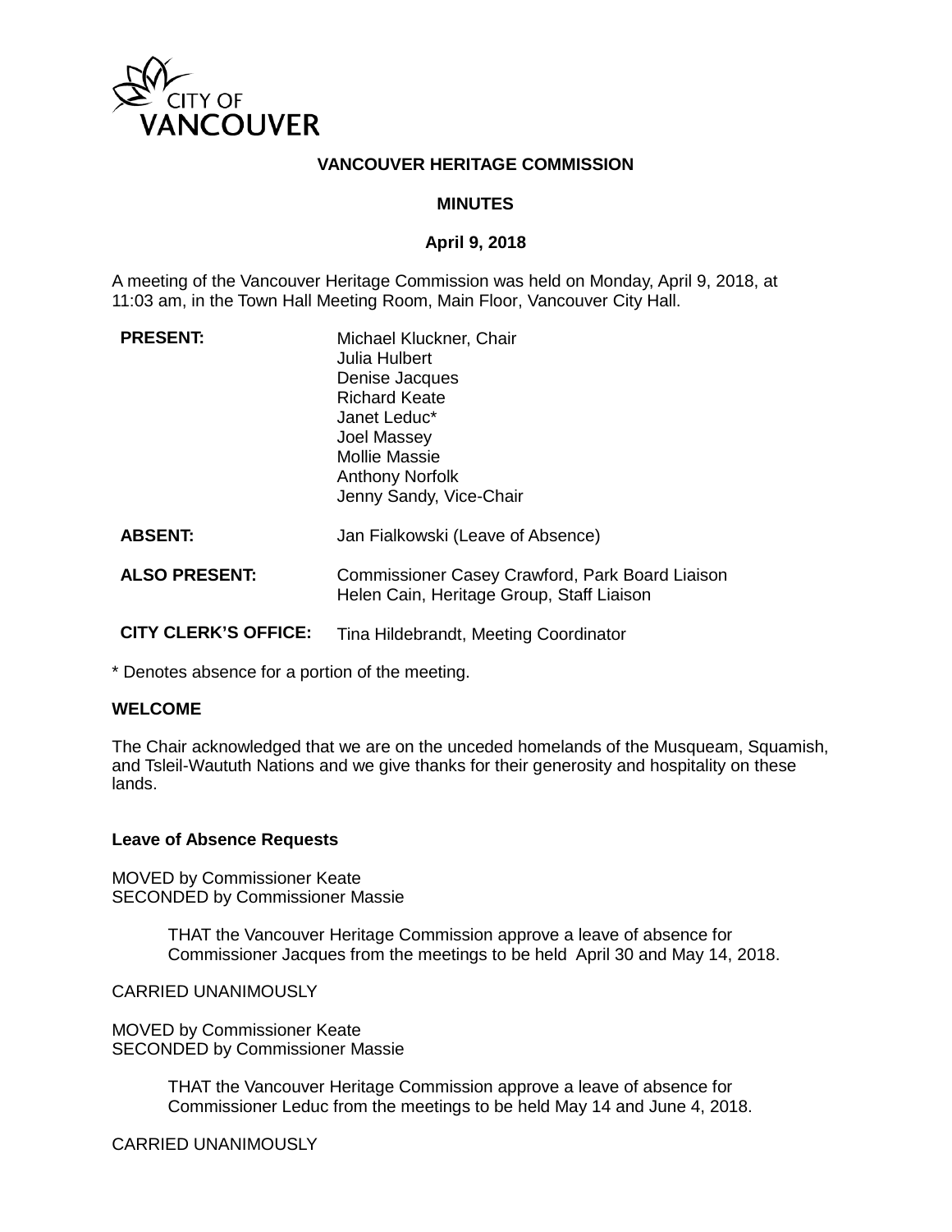CITY OF VANCOUVER

# VANCOUVER HERITAGE COMMISSION

## MINUTES

**April 9, 2018**

A meeting of the Vancouver Heritage Commission was held on Monday, April 9, 2018, at 11:03 am, in the Town Hall Meeting Room, Main Floor, Vancouver City Hall.

| | |
|---|---|
| **PRESENT:** | Michael Kluckner, Chair<br>Julia Hulbert<br>Denise Jacques<br>Richard Keate<br>Janet Leduc*<br>Joel Massey<br>Mollie Massie<br>Anthony Norfolk<br>Jenny Sandy, Vice-Chair |
| **ABSENT:** | Jan Fialkowski (Leave of Absence) |
| **ALSO PRESENT:** | Commissioner Casey Crawford, Park Board Liaison<br>Helen Cain, Heritage Group, Staff Liaison |
| **CITY CLERK'S OFFICE:** | Tina Hildebrandt, Meeting Coordinator |

\* Denotes absence for a portion of the meeting.

**WELCOME**

The Chair acknowledged that we are on the unceded homelands of the Musqueam, Squamish, and Tsleil-Waututh Nations and we give thanks for their generosity and hospitality on these lands.

**Leave of Absence Requests**

MOVED by Commissioner Keate
SECONDED by Commissioner Massie

> THAT the Vancouver Heritage Commission approve a leave of absence for Commissioner Jacques from the meetings to be held April 30 and May 14, 2018.

CARRIED UNANIMOUSLY

MOVED by Commissioner Keate
SECONDED by Commissioner Massie

> THAT the Vancouver Heritage Commission approve a leave of absence for Commissioner Leduc from the meetings to be held May 14 and June 4, 2018.

CARRIED UNANIMOUSLY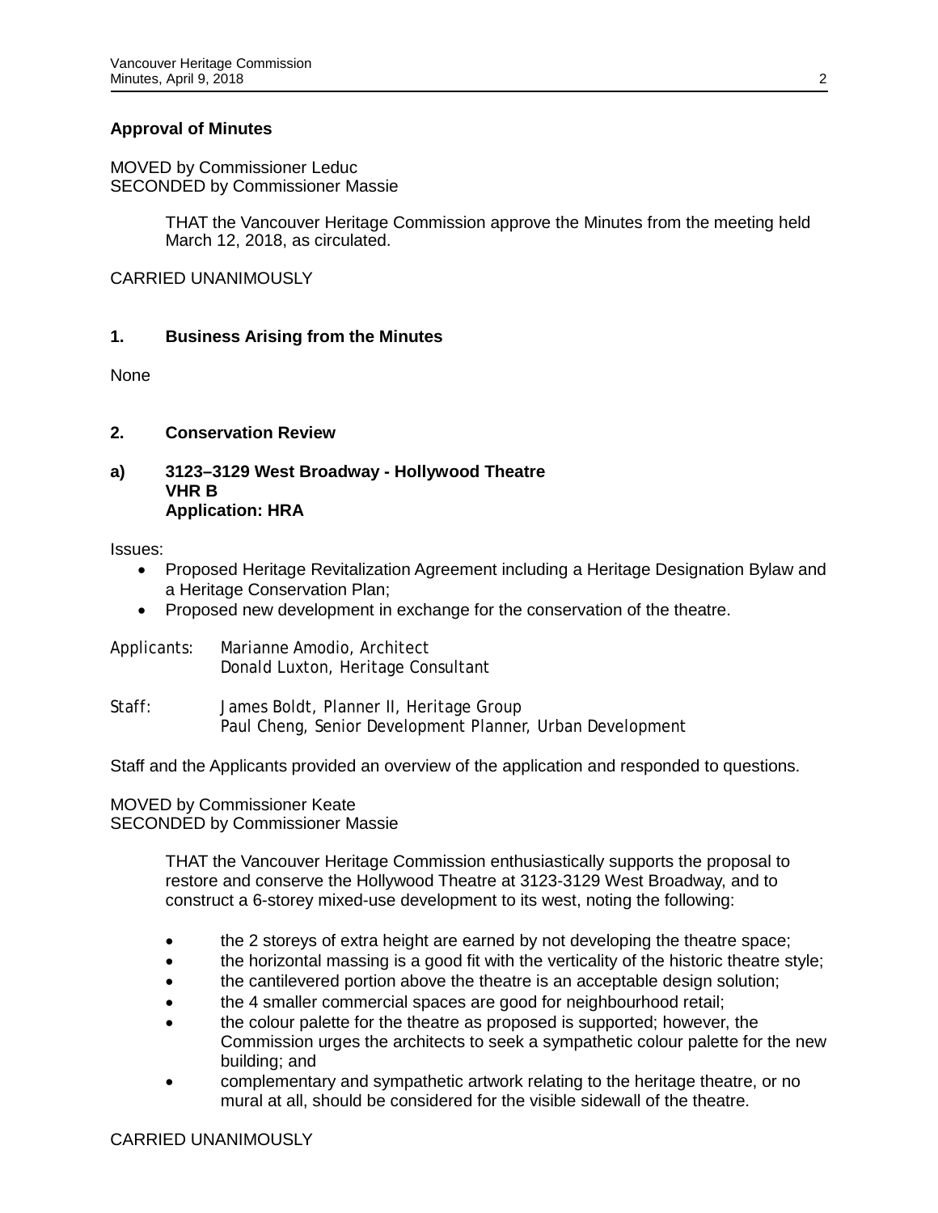**Approval of Minutes**

MOVED by Commissioner Leduc
SECONDED by Commissioner Massie

> THAT the Vancouver Heritage Commission approve the Minutes from the meeting held March 12, 2018, as circulated.

CARRIED UNANIMOUSLY

## 1. Business Arising from the Minutes

None

## 2. Conservation Review

### a) 3123–3129 West Broadway - Hollywood Theatre
**VHR B**
**Application: HRA**

Issues:

- Proposed Heritage Revitalization Agreement including a Heritage Designation Bylaw and a Heritage Conservation Plan;
- Proposed new development in exchange for the conservation of the theatre.

Applicants: Marianne Amodio, Architect
Donald Luxton, Heritage Consultant

Staff: James Boldt, Planner II, Heritage Group
Paul Cheng, Senior Development Planner, Urban Development

Staff and the Applicants provided an overview of the application and responded to questions.

MOVED by Commissioner Keate
SECONDED by Commissioner Massie

> THAT the Vancouver Heritage Commission enthusiastically supports the proposal to restore and conserve the Hollywood Theatre at 3123-3129 West Broadway, and to construct a 6-storey mixed-use development to its west, noting the following:
>
> - the 2 storeys of extra height are earned by not developing the theatre space;
> - the horizontal massing is a good fit with the verticality of the historic theatre style;
> - the cantilevered portion above the theatre is an acceptable design solution;
> - the 4 smaller commercial spaces are good for neighbourhood retail;
> - the colour palette for the theatre as proposed is supported; however, the Commission urges the architects to seek a sympathetic colour palette for the new building; and
> - complementary and sympathetic artwork relating to the heritage theatre, or no mural at all, should be considered for the visible sidewall of the theatre.

CARRIED UNANIMOUSLY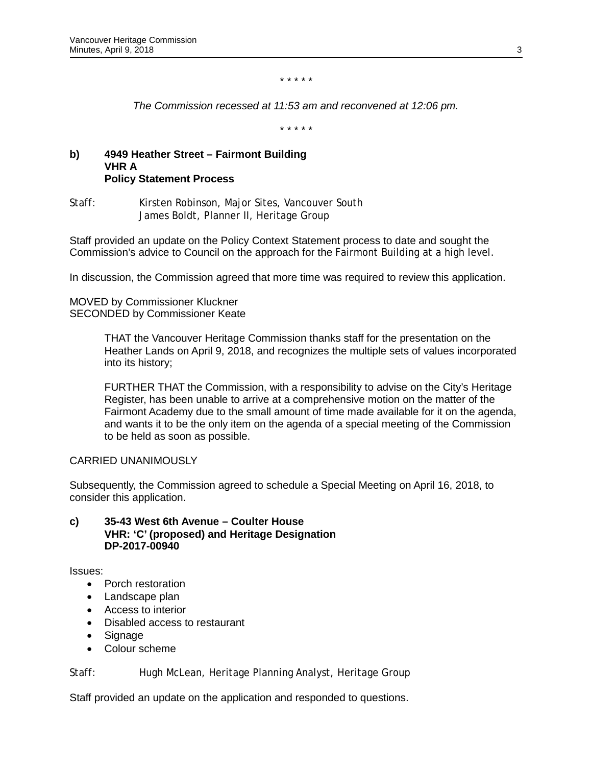\* \* \* \* \*

*The Commission recessed at 11:53 am and reconvened at 12:06 pm.*

\* \* \* \* \*

**b) 4949 Heather Street – Fairmont Building**
**VHR A**
**Policy Statement Process**

Staff: Kirsten Robinson, Major Sites, Vancouver South
James Boldt, Planner II, Heritage Group

Staff provided an update on the Policy Context Statement process to date and sought the Commission's advice to Council on the approach for the Fairmont Building at a high level.

In discussion, the Commission agreed that more time was required to review this application.

MOVED by Commissioner Kluckner
SECONDED by Commissioner Keate

> THAT the Vancouver Heritage Commission thanks staff for the presentation on the Heather Lands on April 9, 2018, and recognizes the multiple sets of values incorporated into its history;
>
> FURTHER THAT the Commission, with a responsibility to advise on the City's Heritage Register, has been unable to arrive at a comprehensive motion on the matter of the Fairmont Academy due to the small amount of time made available for it on the agenda, and wants it to be the only item on the agenda of a special meeting of the Commission to be held as soon as possible.

CARRIED UNANIMOUSLY

Subsequently, the Commission agreed to schedule a Special Meeting on April 16, 2018, to consider this application.

**c) 35-43 West 6th Avenue – Coulter House**
**VHR: 'C' (proposed) and Heritage Designation**
**DP-2017-00940**

Issues:

- Porch restoration
- Landscape plan
- Access to interior
- Disabled access to restaurant
- Signage
- Colour scheme

Staff: Hugh McLean, Heritage Planning Analyst, Heritage Group

Staff provided an update on the application and responded to questions.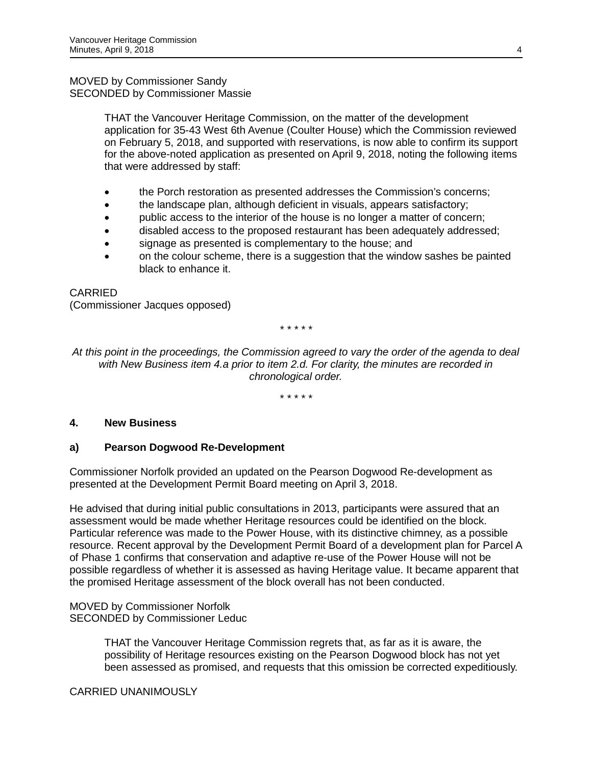MOVED by Commissioner Sandy
SECONDED by Commissioner Massie

> THAT the Vancouver Heritage Commission, on the matter of the development application for 35-43 West 6th Avenue (Coulter House) which the Commission reviewed on February 5, 2018, and supported with reservations, is now able to confirm its support for the above-noted application as presented on April 9, 2018, noting the following items that were addressed by staff:
>
> - the Porch restoration as presented addresses the Commission's concerns;
> - the landscape plan, although deficient in visuals, appears satisfactory;
> - public access to the interior of the house is no longer a matter of concern;
> - disabled access to the proposed restaurant has been adequately addressed;
> - signage as presented is complementary to the house; and
> - on the colour scheme, there is a suggestion that the window sashes be painted black to enhance it.

CARRIED
(Commissioner Jacques opposed)

\* \* \* \* \*

*At this point in the proceedings, the Commission agreed to vary the order of the agenda to deal with New Business item 4.a prior to item 2.d. For clarity, the minutes are recorded in chronological order.*

\* \* \* \* \*

## 4. New Business

### a) Pearson Dogwood Re-Development

Commissioner Norfolk provided an updated on the Pearson Dogwood Re-development as presented at the Development Permit Board meeting on April 3, 2018.

He advised that during initial public consultations in 2013, participants were assured that an assessment would be made whether Heritage resources could be identified on the block. Particular reference was made to the Power House, with its distinctive chimney, as a possible resource. Recent approval by the Development Permit Board of a development plan for Parcel A of Phase 1 confirms that conservation and adaptive re-use of the Power House will not be possible regardless of whether it is assessed as having Heritage value. It became apparent that the promised Heritage assessment of the block overall has not been conducted.

MOVED by Commissioner Norfolk
SECONDED by Commissioner Leduc

> THAT the Vancouver Heritage Commission regrets that, as far as it is aware, the possibility of Heritage resources existing on the Pearson Dogwood block has not yet been assessed as promised, and requests that this omission be corrected expeditiously.

CARRIED UNANIMOUSLY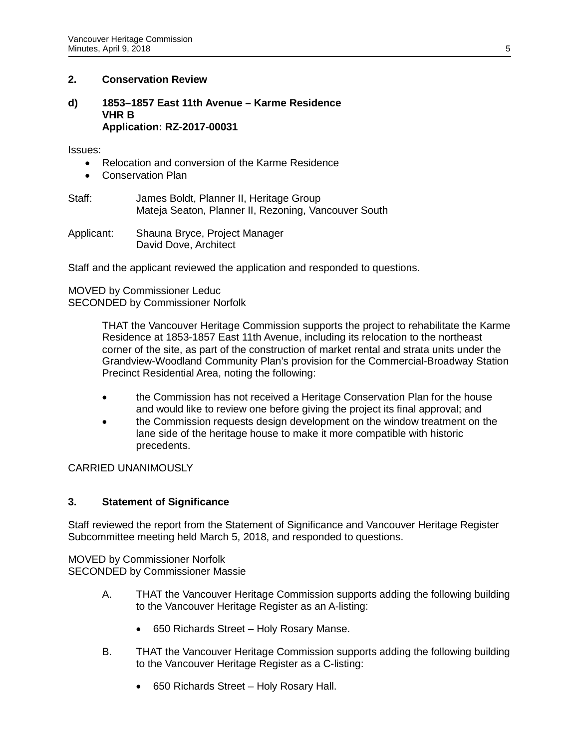## 2. Conservation Review

### d) 1853–1857 East 11th Avenue – Karme Residence
**VHR B**
**Application: RZ-2017-00031**

Issues:

- Relocation and conversion of the Karme Residence
- Conservation Plan

Staff: James Boldt, Planner II, Heritage Group
Mateja Seaton, Planner II, Rezoning, Vancouver South

Applicant: Shauna Bryce, Project Manager
David Dove, Architect

Staff and the applicant reviewed the application and responded to questions.

MOVED by Commissioner Leduc
SECONDED by Commissioner Norfolk

> THAT the Vancouver Heritage Commission supports the project to rehabilitate the Karme Residence at 1853-1857 East 11th Avenue, including its relocation to the northeast corner of the site, as part of the construction of market rental and strata units under the Grandview-Woodland Community Plan's provision for the Commercial-Broadway Station Precinct Residential Area, noting the following:
>
> - the Commission has not received a Heritage Conservation Plan for the house and would like to review one before giving the project its final approval; and
> - the Commission requests design development on the window treatment on the lane side of the heritage house to make it more compatible with historic precedents.

CARRIED UNANIMOUSLY

## 3. Statement of Significance

Staff reviewed the report from the Statement of Significance and Vancouver Heritage Register Subcommittee meeting held March 5, 2018, and responded to questions.

MOVED by Commissioner Norfolk
SECONDED by Commissioner Massie

A. THAT the Vancouver Heritage Commission supports adding the following building to the Vancouver Heritage Register as an A-listing:

- 650 Richards Street – Holy Rosary Manse.

B. THAT the Vancouver Heritage Commission supports adding the following building to the Vancouver Heritage Register as a C-listing:

- 650 Richards Street – Holy Rosary Hall.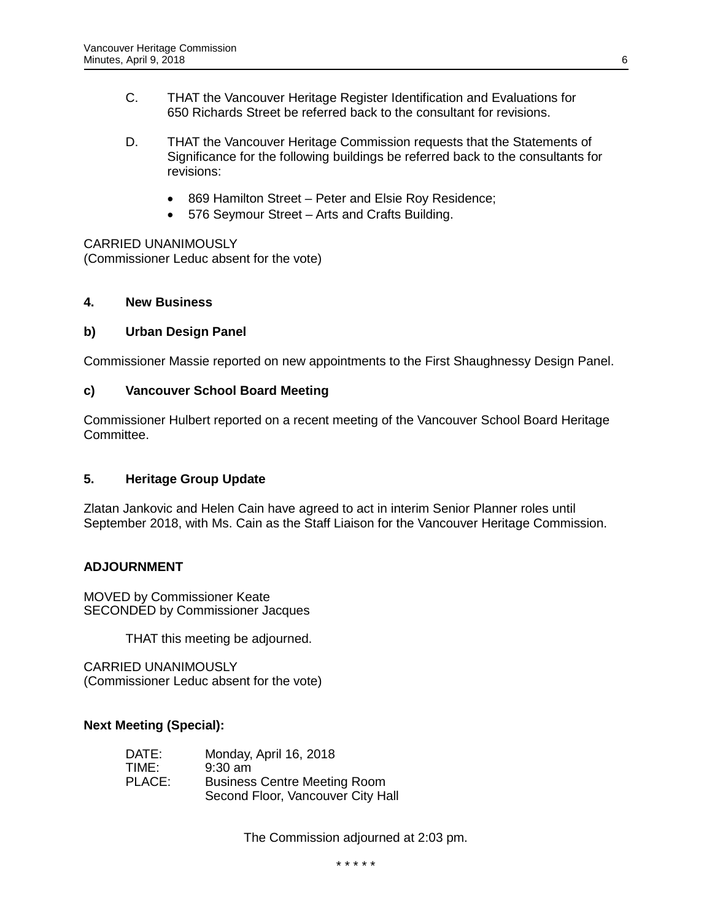C. THAT the Vancouver Heritage Register Identification and Evaluations for 650 Richards Street be referred back to the consultant for revisions.

D. THAT the Vancouver Heritage Commission requests that the Statements of Significance for the following buildings be referred back to the consultants for revisions:

- 869 Hamilton Street – Peter and Elsie Roy Residence;
- 576 Seymour Street – Arts and Crafts Building.

CARRIED UNANIMOUSLY
(Commissioner Leduc absent for the vote)

**4. New Business**

**b) Urban Design Panel**

Commissioner Massie reported on new appointments to the First Shaughnessy Design Panel.

**c) Vancouver School Board Meeting**

Commissioner Hulbert reported on a recent meeting of the Vancouver School Board Heritage Committee.

**5. Heritage Group Update**

Zlatan Jankovic and Helen Cain have agreed to act in interim Senior Planner roles until September 2018, with Ms. Cain as the Staff Liaison for the Vancouver Heritage Commission.

**ADJOURNMENT**

MOVED by Commissioner Keate
SECONDED by Commissioner Jacques

THAT this meeting be adjourned.

CARRIED UNANIMOUSLY
(Commissioner Leduc absent for the vote)

**Next Meeting (Special):**

DATE: Monday, April 16, 2018
TIME: 9:30 am
PLACE: Business Centre Meeting Room
Second Floor, Vancouver City Hall

The Commission adjourned at 2:03 pm.

* * * * *